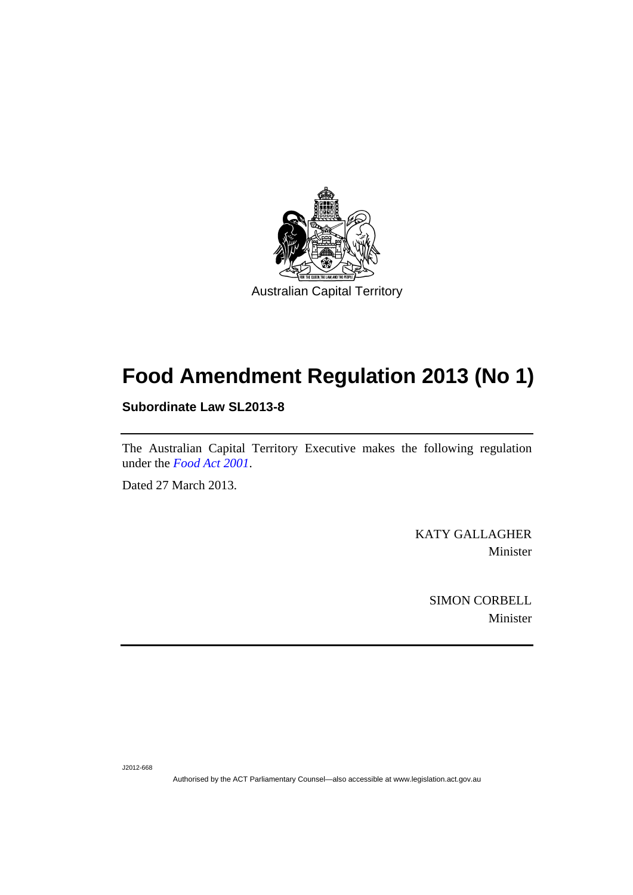Australian Capital Territory

# Food Amendment Regulation 2013 (No 1)

**Subordinate Law SL2013-8**

The Australian Capital Territory Executive makes the following regulation under the *Food Act 2001*.

Dated 27 March 2013.

KATY GALLAGHER
Minister

SIMON CORBELL
Minister

J2012-668

Authorised by the ACT Parliamentary Counsel—also accessible at www.legislation.act.gov.au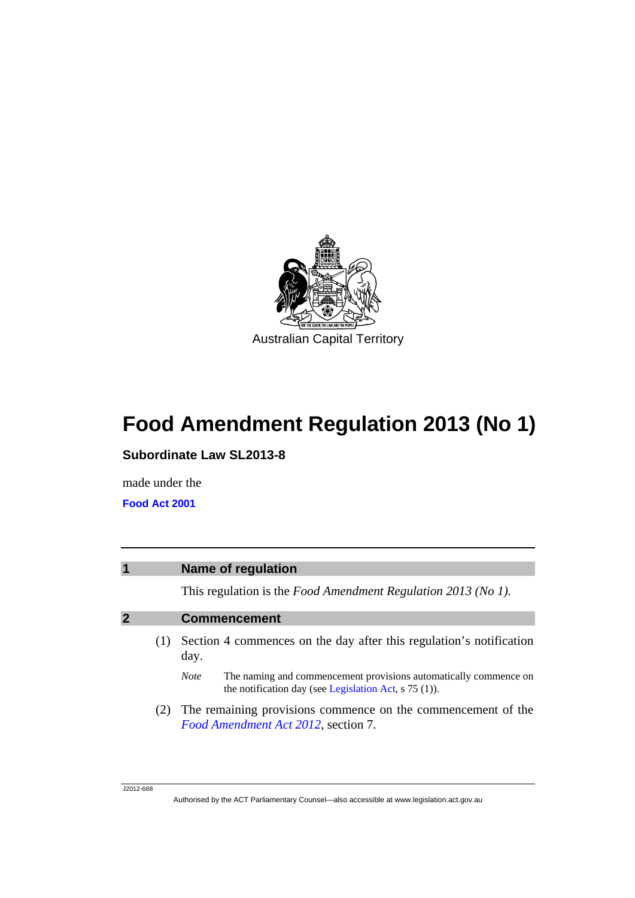Australian Capital Territory

# Food Amendment Regulation 2013 (No 1)

**Subordinate Law SL2013-8**

made under the

**Food Act 2001**

## 1 Name of regulation

This regulation is the *Food Amendment Regulation 2013 (No 1)*.

## 2 Commencement

(1) Section 4 commences on the day after this regulation's notification day.

*Note* The naming and commencement provisions automatically commence on the notification day (see Legislation Act, s 75 (1)).

(2) The remaining provisions commence on the commencement of the *Food Amendment Act 2012*, section 7.

J2012-668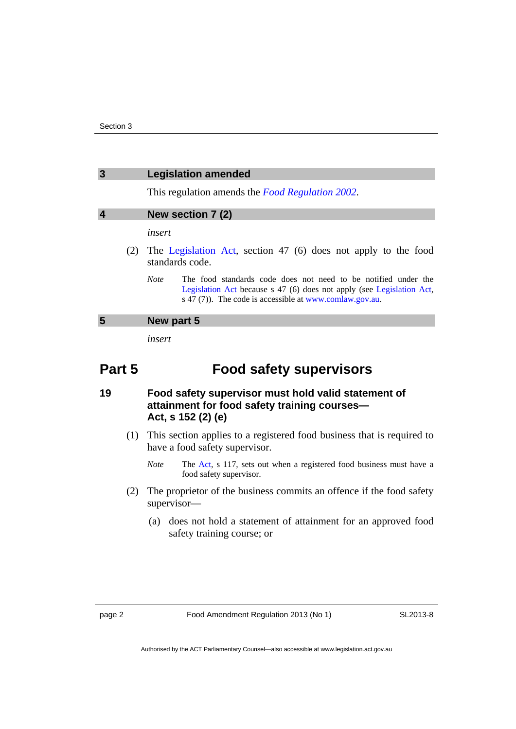## 3 Legislation amended

This regulation amends the *Food Regulation 2002*.

## 4 New section 7 (2)

*insert*

(2) The Legislation Act, section 47 (6) does not apply to the food standards code.

*Note* The food standards code does not need to be notified under the Legislation Act because s 47 (6) does not apply (see Legislation Act, s 47 (7)). The code is accessible at www.comlaw.gov.au.

## 5 New part 5

*insert*

# Part 5 Food safety supervisors

### 19 Food safety supervisor must hold valid statement of attainment for food safety training courses— Act, s 152 (2) (e)

(1) This section applies to a registered food business that is required to have a food safety supervisor.

*Note* The Act, s 117, sets out when a registered food business must have a food safety supervisor.

(2) The proprietor of the business commits an offence if the food safety supervisor—

(a) does not hold a statement of attainment for an approved food safety training course; or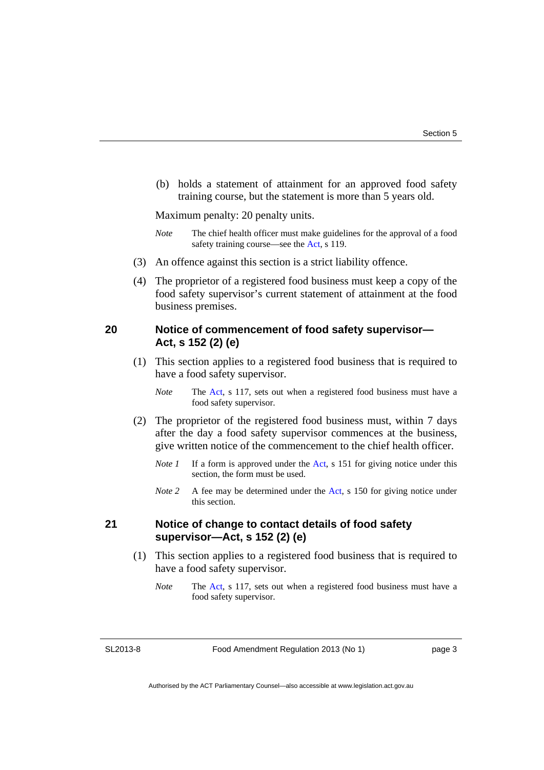(b) holds a statement of attainment for an approved food safety training course, but the statement is more than 5 years old.

Maximum penalty: 20 penalty units.

*Note* The chief health officer must make guidelines for the approval of a food safety training course—see the Act, s 119.

(3) An offence against this section is a strict liability offence.

(4) The proprietor of a registered food business must keep a copy of the food safety supervisor's current statement of attainment at the food business premises.

### 20 Notice of commencement of food safety supervisor—Act, s 152 (2) (e)

(1) This section applies to a registered food business that is required to have a food safety supervisor.

*Note* The Act, s 117, sets out when a registered food business must have a food safety supervisor.

(2) The proprietor of the registered food business must, within 7 days after the day a food safety supervisor commences at the business, give written notice of the commencement to the chief health officer.

*Note 1* If a form is approved under the Act, s 151 for giving notice under this section, the form must be used.

*Note 2* A fee may be determined under the Act, s 150 for giving notice under this section.

### 21 Notice of change to contact details of food safety supervisor—Act, s 152 (2) (e)

(1) This section applies to a registered food business that is required to have a food safety supervisor.

*Note* The Act, s 117, sets out when a registered food business must have a food safety supervisor.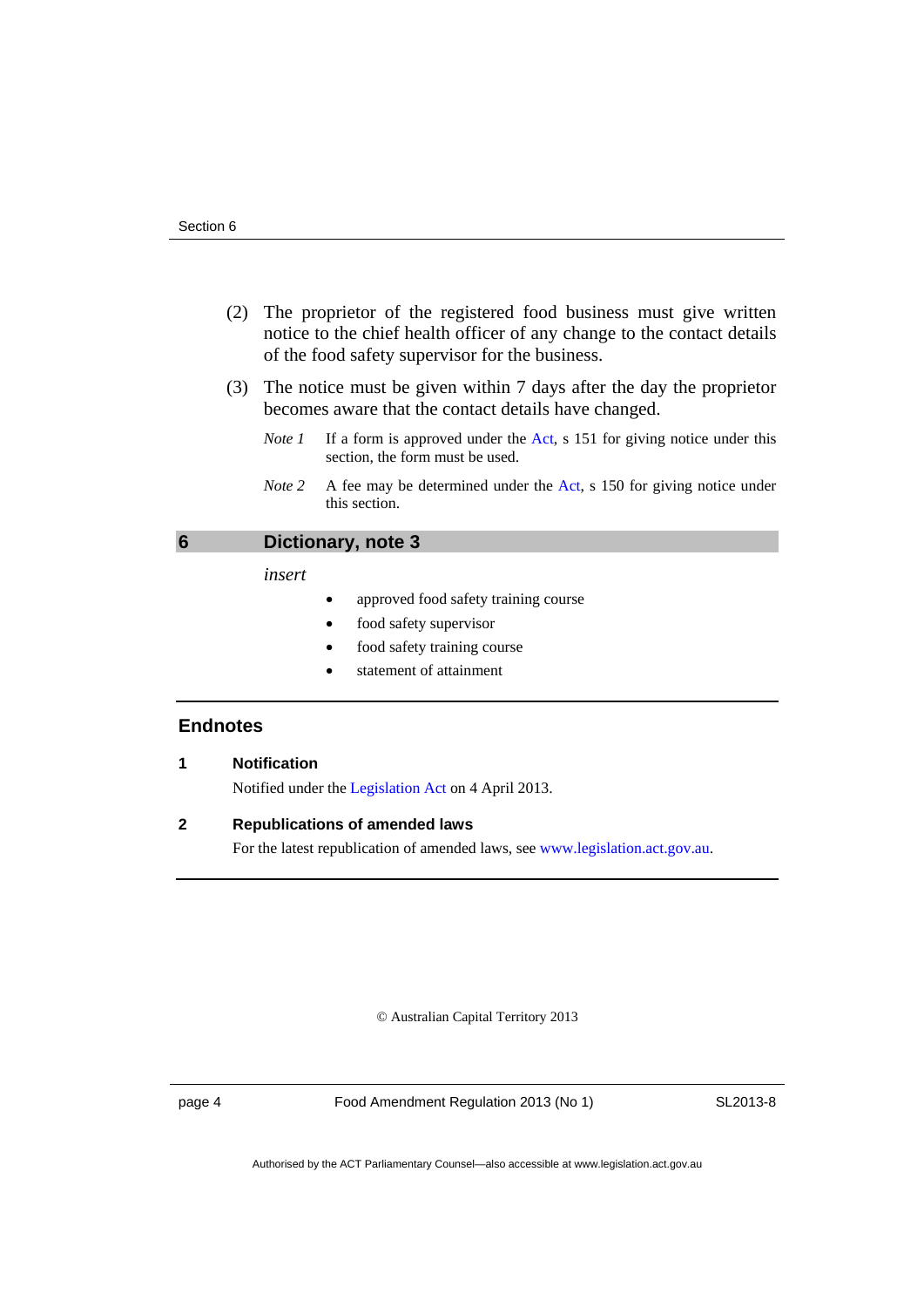(2) The proprietor of the registered food business must give written notice to the chief health officer of any change to the contact details of the food safety supervisor for the business.

(3) The notice must be given within 7 days after the day the proprietor becomes aware that the contact details have changed.

*Note 1* If a form is approved under the Act, s 151 for giving notice under this section, the form must be used.

*Note 2* A fee may be determined under the Act, s 150 for giving notice under this section.

## 6 Dictionary, note 3

*insert*

- approved food safety training course
- food safety supervisor
- food safety training course
- statement of attainment

## Endnotes

### 1 Notification

Notified under the Legislation Act on 4 April 2013.

### 2 Republications of amended laws

For the latest republication of amended laws, see www.legislation.act.gov.au.

© Australian Capital Territory 2013